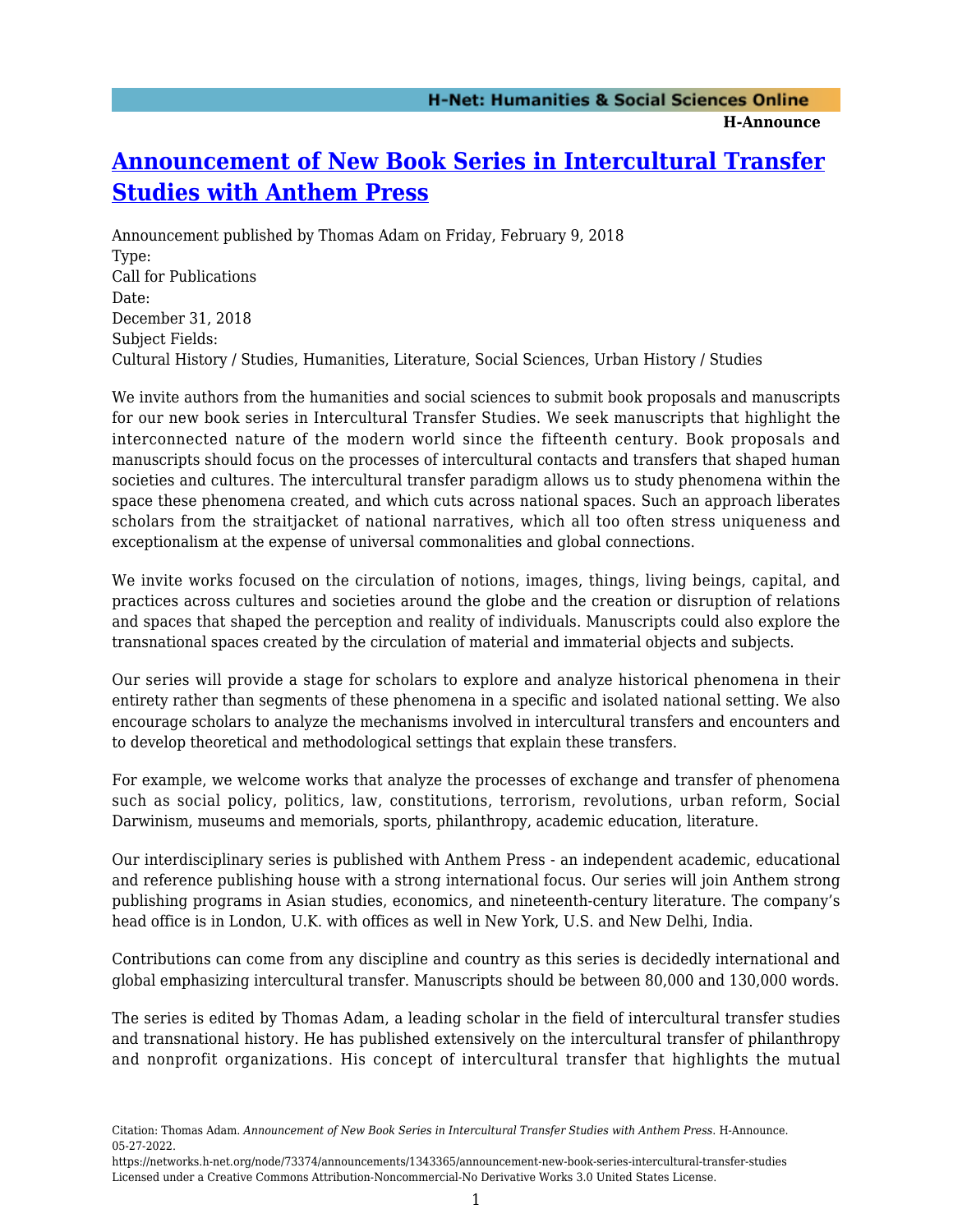# [Announcement of New Book Series in Intercultural Transfer Studies with Anthem Press](https://networks.h-net.org/node/73374/announcements/1343365/announcement-new-book-series-intercultural-transfer-studies)

Announcement published by Thomas Adam on Friday, February 9, 2018

Type:
Call for Publications

Date:
December 31, 2018

Subject Fields:
Cultural History / Studies, Humanities, Literature, Social Sciences, Urban History / Studies

We invite authors from the humanities and social sciences to submit book proposals and manuscripts for our new book series in Intercultural Transfer Studies. We seek manuscripts that highlight the interconnected nature of the modern world since the fifteenth century. Book proposals and manuscripts should focus on the processes of intercultural contacts and transfers that shaped human societies and cultures. The intercultural transfer paradigm allows us to study phenomena within the space these phenomena created, and which cuts across national spaces. Such an approach liberates scholars from the straitjacket of national narratives, which all too often stress uniqueness and exceptionalism at the expense of universal commonalities and global connections.

We invite works focused on the circulation of notions, images, things, living beings, capital, and practices across cultures and societies around the globe and the creation or disruption of relations and spaces that shaped the perception and reality of individuals. Manuscripts could also explore the transnational spaces created by the circulation of material and immaterial objects and subjects.

Our series will provide a stage for scholars to explore and analyze historical phenomena in their entirety rather than segments of these phenomena in a specific and isolated national setting. We also encourage scholars to analyze the mechanisms involved in intercultural transfers and encounters and to develop theoretical and methodological settings that explain these transfers.

For example, we welcome works that analyze the processes of exchange and transfer of phenomena such as social policy, politics, law, constitutions, terrorism, revolutions, urban reform, Social Darwinism, museums and memorials, sports, philanthropy, academic education, literature.

Our interdisciplinary series is published with Anthem Press - an independent academic, educational and reference publishing house with a strong international focus. Our series will join Anthem strong publishing programs in Asian studies, economics, and nineteenth-century literature. The company's head office is in London, U.K. with offices as well in New York, U.S. and New Delhi, India.

Contributions can come from any discipline and country as this series is decidedly international and global emphasizing intercultural transfer. Manuscripts should be between 80,000 and 130,000 words.

The series is edited by Thomas Adam, a leading scholar in the field of intercultural transfer studies and transnational history. He has published extensively on the intercultural transfer of philanthropy and nonprofit organizations. His concept of intercultural transfer that highlights the mutual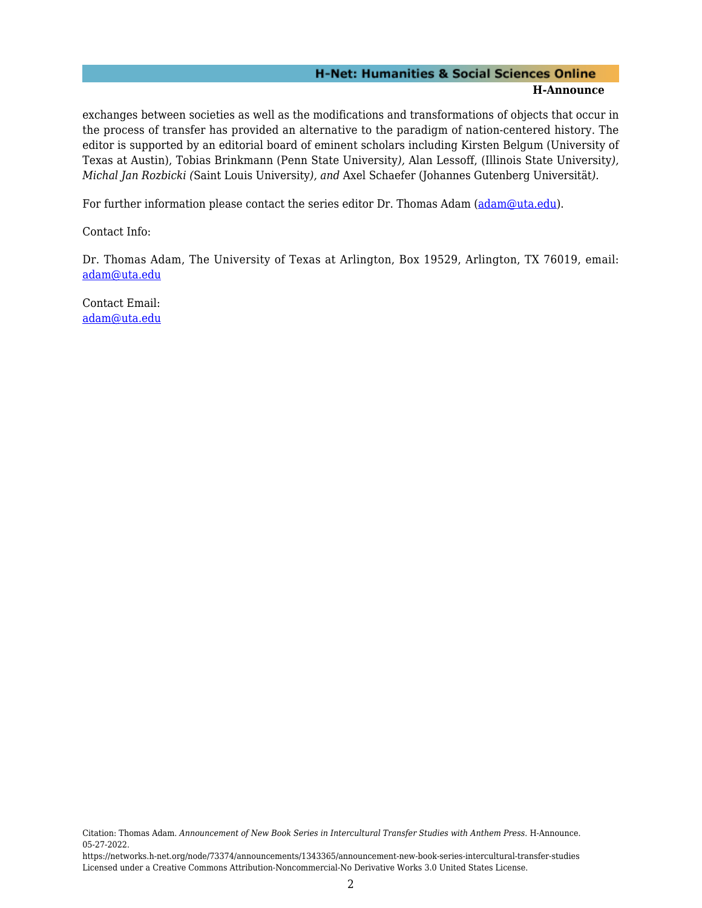exchanges between societies as well as the modifications and transformations of objects that occur in the process of transfer has provided an alternative to the paradigm of nation-centered history. The editor is supported by an editorial board of eminent scholars including Kirsten Belgum (University of Texas at Austin), Tobias Brinkmann (Penn State University*),* Alan Lessoff, (Illinois State University*), Michal Jan Rozbicki (*Saint Louis University*), and* Axel Schaefer (Johannes Gutenberg Universität*).*

For further information please contact the series editor Dr. Thomas Adam (adam@uta.edu).

Contact Info:

Dr. Thomas Adam, The University of Texas at Arlington, Box 19529, Arlington, TX 76019, email: adam@uta.edu

Contact Email:
adam@uta.edu

Citation: Thomas Adam. *Announcement of New Book Series in Intercultural Transfer Studies with Anthem Press*. H-Announce. 05-27-2022.
https://networks.h-net.org/node/73374/announcements/1343365/announcement-new-book-series-intercultural-transfer-studies
Licensed under a Creative Commons Attribution-Noncommercial-No Derivative Works 3.0 United States License.